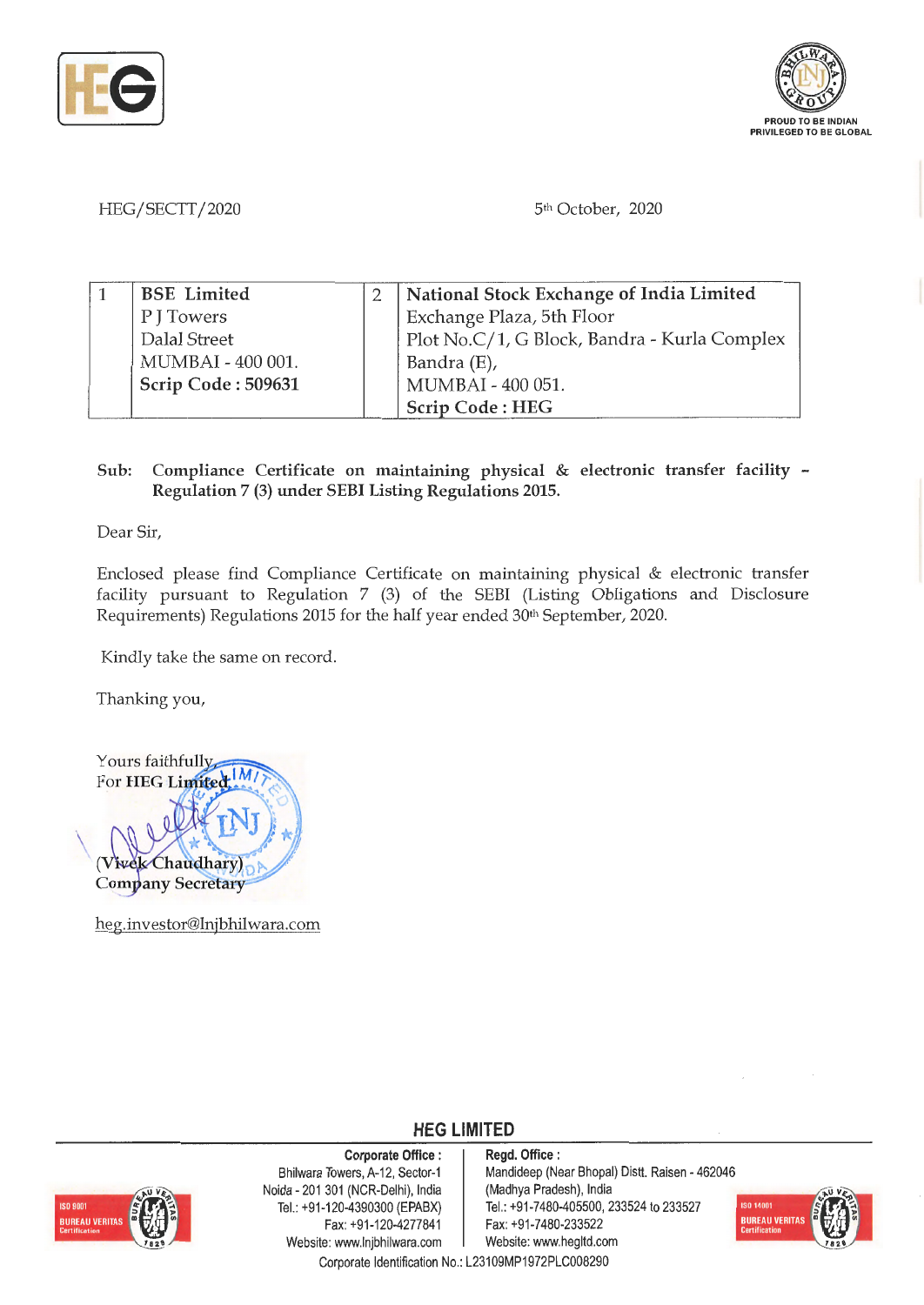HEG/SECTT/2020

5th October, 2020

| 1 | **BSE Limited**<br>P J Towers<br>Dalal Street<br>MUMBAI - 400 001.<br>**Scrip Code : 509631** | 2 | **National Stock Exchange of India Limited**<br>Exchange Plaza, 5th Floor<br>Plot No.C/1, G Block, Bandra - Kurla Complex<br>Bandra (E),<br>MUMBAI - 400 051.<br>**Scrip Code : HEG** |
|---|---|---|---|

**Sub: Compliance Certificate on maintaining physical & electronic transfer facility – Regulation 7 (3) under SEBI Listing Regulations 2015.**

Dear Sir,

Enclosed please find Compliance Certificate on maintaining physical & electronic transfer facility pursuant to Regulation 7 (3) of the SEBI (Listing Obligations and Disclosure Requirements) Regulations 2015 for the half year ended 30th September, 2020.

Kindly take the same on record.

Thanking you,

Yours faithfully,
For **HEG Limited**

(Vivek Chaudhary)
Company Secretary

heg.investor@lnjbhilwara.com

**HEG LIMITED**

**Corporate Office :**
Bhilwara Towers, A-12, Sector-1
Noida - 201 301 (NCR-Delhi), India
Tel.: +91-120-4390300 (EPABX)
Fax: +91-120-4277841
Website: www.lnjbhilwara.com

**Regd. Office :**
Mandideep (Near Bhopal) Distt. Raisen - 462046
(Madhya Pradesh), India
Tel.: +91-7480-405500, 233524 to 233527
Fax: +91-7480-233522
Website: www.hegltd.com

Corporate Identification No.: L23109MP1972PLC008290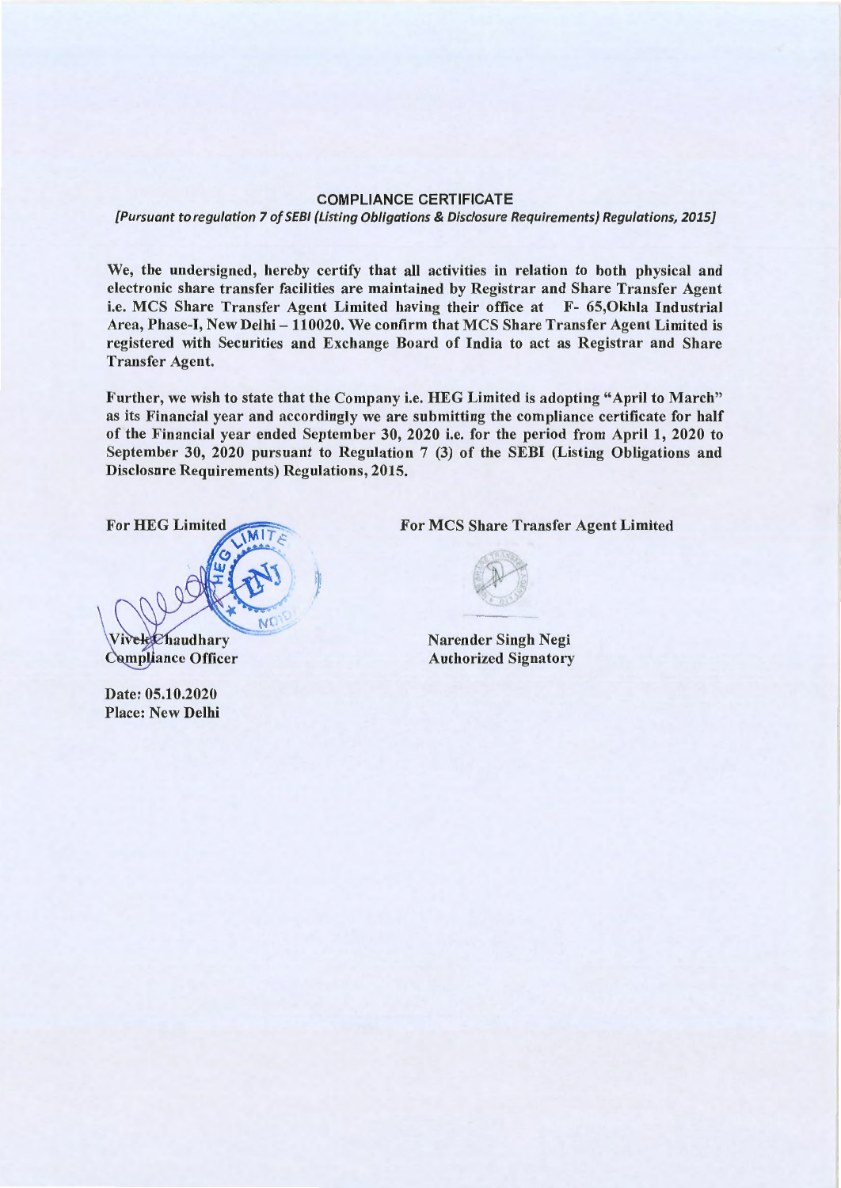## COMPLIANCE CERTIFICATE

*[Pursuant to regulation 7 of SEBI (Listing Obligations & Disclosure Requirements) Regulations, 2015]*

**We, the undersigned, hereby certify that all activities in relation to both physical and electronic share transfer facilities are maintained by Registrar and Share Transfer Agent i.e. MCS Share Transfer Agent Limited having their office at F- 65,Okhla Industrial Area, Phase-I, New Delhi – 110020. We confirm that MCS Share Transfer Agent Limited is registered with Securities and Exchange Board of India to act as Registrar and Share Transfer Agent.**

**Further, we wish to state that the Company i.e. HEG Limited is adopting "April to March" as its Financial year and accordingly we are submitting the compliance certificate for half of the Financial year ended September 30, 2020 i.e. for the period from April 1, 2020 to September 30, 2020 pursuant to Regulation 7 (3) of the SEBI (Listing Obligations and Disclosure Requirements) Regulations, 2015.**

**For HEG Limited**

**Vivek Chaudhary**
**Compliance Officer**

**For MCS Share Transfer Agent Limited**

**Narender Singh Negi**
**Authorized Signatory**

**Date: 05.10.2020**
**Place: New Delhi**